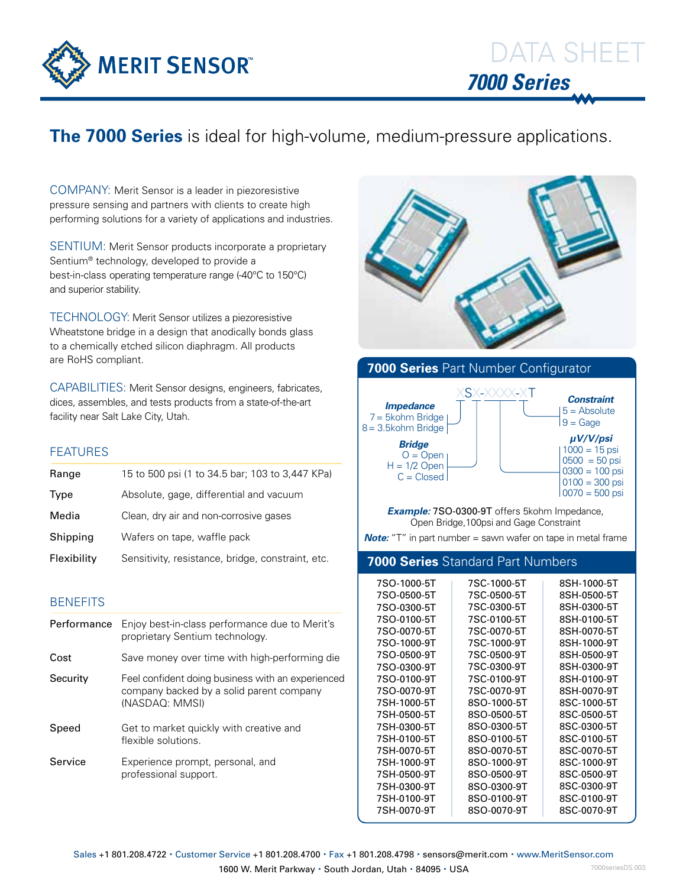# MERIT SENSOR™

# DATA SHEET

## *7000 Series*

## **The 7000 Series** is ideal for high-volume, medium-pressure applications.

COMPANY: Merit Sensor is a leader in piezoresistive pressure sensing and partners with clients to create high performing solutions for a variety of applications and industries.

SENTIUM: Merit Sensor products incorporate a proprietary Sentium® technology, developed to provide a best-in-class operating temperature range (-40°C to 150°C) and superior stability.

TECHNOLOGY: Merit Sensor utilizes a piezoresistive Wheatstone bridge in a design that anodically bonds glass to a chemically etched silicon diaphragm. All products are RoHS compliant.

CAPABILITIES: Merit Sensor designs, engineers, fabricates, dices, assembles, and tests products from a state-of-the-art facility near Salt Lake City, Utah.

### FEATURES

| | |
|---|---|
| Range | 15 to 500 psi (1 to 34.5 bar; 103 to 3,447 KPa) |
| Type | Absolute, gage, differential and vacuum |
| Media | Clean, dry air and non-corrosive gases |
| Shipping | Wafers on tape, waffle pack |
| Flexibility | Sensitivity, resistance, bridge, constraint, etc. |

### BENEFITS

| | |
|---|---|
| Performance | Enjoy best-in-class performance due to Merit's proprietary Sentium technology. |
| Cost | Save money over time with high-performing die |
| Security | Feel confident doing business with an experienced company backed by a solid parent company (NASDAQ: MMSI) |
| Speed | Get to market quickly with creative and flexible solutions. |
| Service | Experience prompt, personal, and professional support. |

### 7000 Series Part Number Configurator

XSX-XXXX-XT

***Impedance***
- 7 = 5kohm Bridge
- 8 = 3.5kohm Bridge

***Bridge***
- O = Open
- H = 1/2 Open
- C = Closed

***Constraint***
- 5 = Absolute
- 9 = Gage

***μV/V/psi***
- 1000 = 15 psi
- 0500 = 50 psi
- 0300 = 100 psi
- 0100 = 300 psi
- 0070 = 500 psi

***Example:*** 7SO-0300-9T offers 5kohm Impedance, Open Bridge,100psi and Gage Constraint

***Note:*** "T" in part number = sawn wafer on tape in metal frame

### 7000 Series Standard Part Numbers

| | | |
|---|---|---|
| 7SO-1000-5T | 7SC-1000-5T | 8SH-1000-5T |
| 7SO-0500-5T | 7SC-0500-5T | 8SH-0500-5T |
| 7SO-0300-5T | 7SC-0300-5T | 8SH-0300-5T |
| 7SO-0100-5T | 7SC-0100-5T | 8SH-0100-5T |
| 7SO-0070-5T | 7SC-0070-5T | 8SH-0070-5T |
| 7SO-1000-9T | 7SC-1000-9T | 8SH-1000-9T |
| 7SO-0500-9T | 7SC-0500-9T | 8SH-0500-9T |
| 7SO-0300-9T | 7SC-0300-9T | 8SH-0300-9T |
| 7SO-0100-9T | 7SC-0100-9T | 8SH-0100-9T |
| 7SO-0070-9T | 7SC-0070-9T | 8SH-0070-9T |
| 7SH-1000-5T | 8SO-1000-5T | 8SC-1000-5T |
| 7SH-0500-5T | 8SO-0500-5T | 8SC-0500-5T |
| 7SH-0300-5T | 8SO-0300-5T | 8SC-0300-5T |
| 7SH-0100-5T | 8SO-0100-5T | 8SC-0100-5T |
| 7SH-0070-5T | 8SO-0070-5T | 8SC-0070-5T |
| 7SH-1000-9T | 8SO-1000-9T | 8SC-1000-9T |
| 7SH-0500-9T | 8SO-0500-9T | 8SC-0500-9T |
| 7SH-0300-9T | 8SO-0300-9T | 8SC-0300-9T |
| 7SH-0100-9T | 8SO-0100-9T | 8SC-0100-9T |
| 7SH-0070-9T | 8SO-0070-9T | 8SC-0070-9T |

Sales +1 801.208.4722 · Customer Service +1 801.208.4700 · Fax +1 801.208.4798 · sensors@merit.com · www.MeritSensor.com

1600 W. Merit Parkway · South Jordan, Utah · 84095 · USA

7000seriesDS.003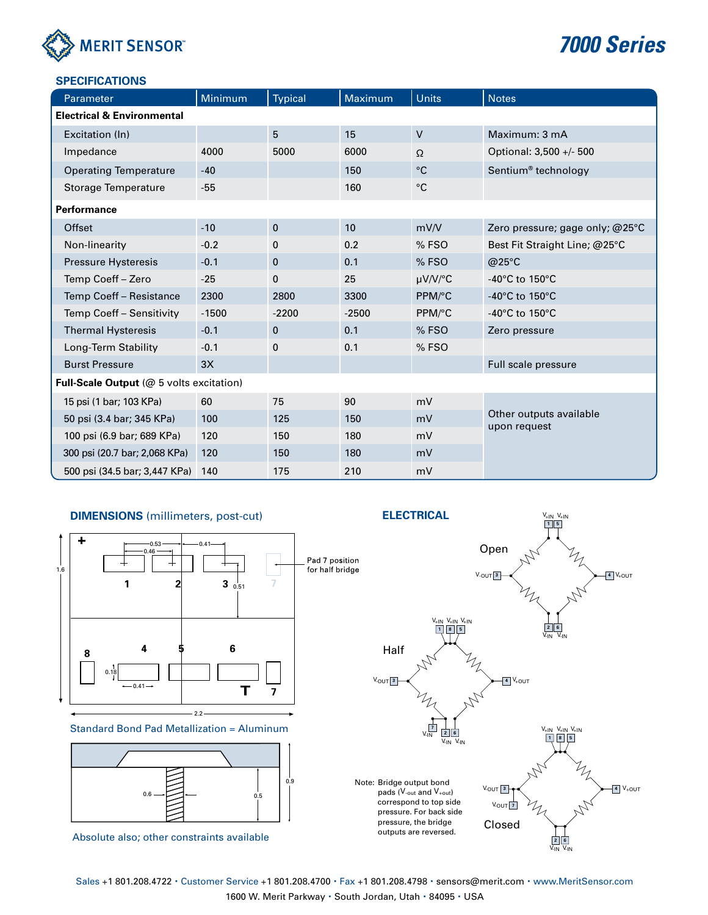# 7000 Series

## SPECIFICATIONS

| Parameter | Minimum | Typical | Maximum | Units | Notes |
|---|---|---|---|---|---|
| **Electrical & Environmental** | | | | | |
| Excitation (In) | | 5 | 15 | V | Maximum: 3 mA |
| Impedance | 4000 | 5000 | 6000 | Ω | Optional: 3,500 +/- 500 |
| Operating Temperature | -40 | | 150 | °C | Sentium® technology |
| Storage Temperature | -55 | | 160 | °C | |
| **Performance** | | | | | |
| Offset | -10 | 0 | 10 | mV/V | Zero pressure; gage only; @25°C |
| Non-linearity | -0.2 | 0 | 0.2 | % FSO | Best Fit Straight Line; @25°C |
| Pressure Hysteresis | -0.1 | 0 | 0.1 | % FSO | @25°C |
| Temp Coeff – Zero | -25 | 0 | 25 | μV/V/°C | -40°C to 150°C |
| Temp Coeff – Resistance | 2300 | 2800 | 3300 | PPM/°C | -40°C to 150°C |
| Temp Coeff – Sensitivity | -1500 | -2200 | -2500 | PPM/°C | -40°C to 150°C |
| Thermal Hysteresis | -0.1 | 0 | 0.1 | % FSO | Zero pressure |
| Long-Term Stability | -0.1 | 0 | 0.1 | % FSO | |
| Burst Pressure | 3X | | | | Full scale pressure |
| **Full-Scale Output** (@ 5 volts excitation) | | | | | |
| 15 psi (1 bar; 103 KPa) | 60 | 75 | 90 | mV | Other outputs available upon request |
| 50 psi (3.4 bar; 345 KPa) | 100 | 125 | 150 | mV | |
| 100 psi (6.9 bar; 689 KPa) | 120 | 150 | 180 | mV | |
| 300 psi (20.7 bar; 2,068 KPa) | 120 | 150 | 180 | mV | |
| 500 psi (34.5 bar; 3,447 KPa) | 140 | 175 | 210 | mV | |

## DIMENSIONS (millimeters, post-cut)

+
0.53
0.46
0.41
1
2
3
0.51
7
Pad 7 position for half bridge
1.6
8
4
5
6
0.18
0.41
7
2.2

Standard Bond Pad Metallization = Aluminum

0.6
0.5
0.9

Absolute also; other constraints available

## ELECTRICAL

Open

V+IN V+IN
1 5
V-OUT 3
4 V+OUT
2 6
V-IN V-IN

Half

V+IN V+IN V+IN
1 8 5
V-OUT 3
4 V+OUT
7
V-IN
2 6
V-IN V-IN

Closed

V+IN V+IN V+IN
1 8 5
V-OUT 3
V-OUT 7
4 V+OUT
2 6
V-IN V-IN

Note: Bridge output bond pads ($V_{-out}$ and $V_{+out}$) correspond to top side pressure. For back side pressure, the bridge outputs are reversed.

Sales +1 801.208.4722 • Customer Service +1 801.208.4700 • Fax +1 801.208.4798 • sensors@merit.com • www.MeritSensor.com

1600 W. Merit Parkway • South Jordan, Utah • 84095 • USA